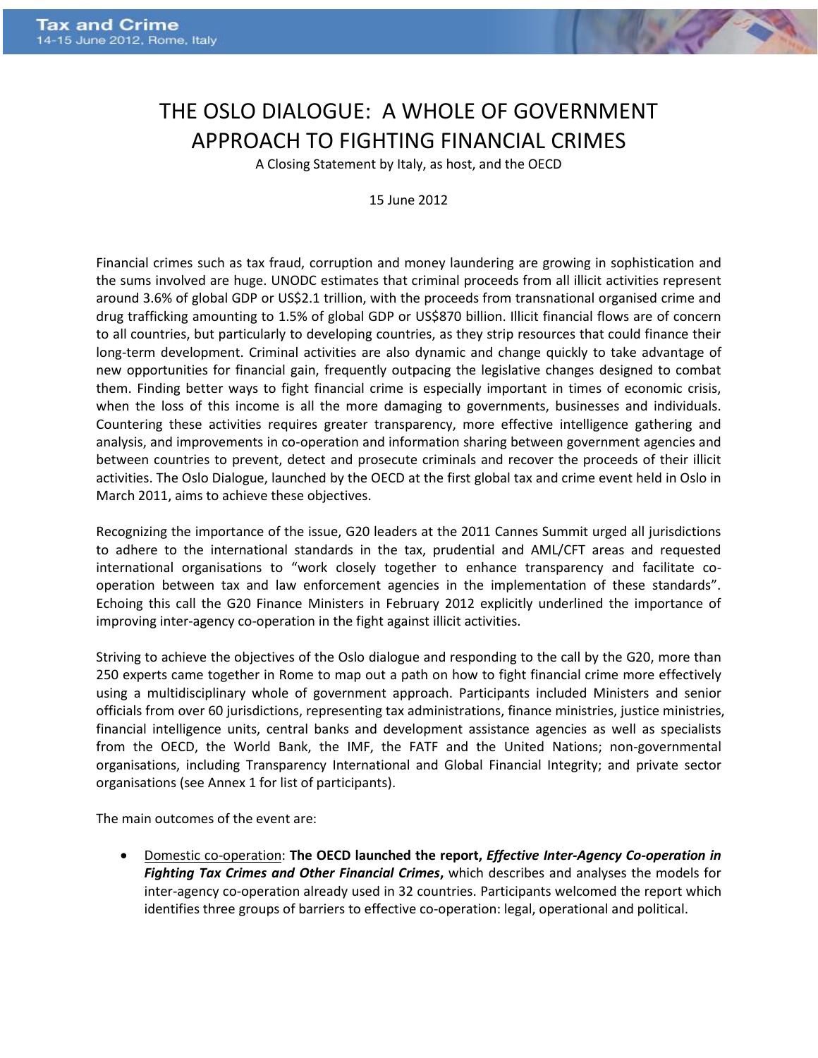# THE OSLO DIALOGUE: A WHOLE OF GOVERNMENT APPROACH TO FIGHTING FINANCIAL CRIMES

A Closing Statement by Italy, as host, and the OECD

15 June 2012

Financial crimes such as tax fraud, corruption and money laundering are growing in sophistication and the sums involved are huge. UNODC estimates that criminal proceeds from all illicit activities represent around 3.6% of global GDP or US$2.1 trillion, with the proceeds from transnational organised crime and drug trafficking amounting to 1.5% of global GDP or US$870 billion. Illicit financial flows are of concern to all countries, but particularly to developing countries, as they strip resources that could finance their long-term development. Criminal activities are also dynamic and change quickly to take advantage of new opportunities for financial gain, frequently outpacing the legislative changes designed to combat them. Finding better ways to fight financial crime is especially important in times of economic crisis, when the loss of this income is all the more damaging to governments, businesses and individuals. Countering these activities requires greater transparency, more effective intelligence gathering and analysis, and improvements in co-operation and information sharing between government agencies and between countries to prevent, detect and prosecute criminals and recover the proceeds of their illicit activities. The Oslo Dialogue, launched by the OECD at the first global tax and crime event held in Oslo in March 2011, aims to achieve these objectives.

Recognizing the importance of the issue, G20 leaders at the 2011 Cannes Summit urged all jurisdictions to adhere to the international standards in the tax, prudential and AML/CFT areas and requested international organisations to "work closely together to enhance transparency and facilitate co-operation between tax and law enforcement agencies in the implementation of these standards". Echoing this call the G20 Finance Ministers in February 2012 explicitly underlined the importance of improving inter-agency co-operation in the fight against illicit activities.

Striving to achieve the objectives of the Oslo dialogue and responding to the call by the G20, more than 250 experts came together in Rome to map out a path on how to fight financial crime more effectively using a multidisciplinary whole of government approach. Participants included Ministers and senior officials from over 60 jurisdictions, representing tax administrations, finance ministries, justice ministries, financial intelligence units, central banks and development assistance agencies as well as specialists from the OECD, the World Bank, the IMF, the FATF and the United Nations; non-governmental organisations, including Transparency International and Global Financial Integrity; and private sector organisations (see Annex 1 for list of participants).

The main outcomes of the event are:

- Domestic co-operation: **The OECD launched the report, *Effective Inter-Agency Co-operation in Fighting Tax Crimes and Other Financial Crimes*,** which describes and analyses the models for inter-agency co-operation already used in 32 countries. Participants welcomed the report which identifies three groups of barriers to effective co-operation: legal, operational and political.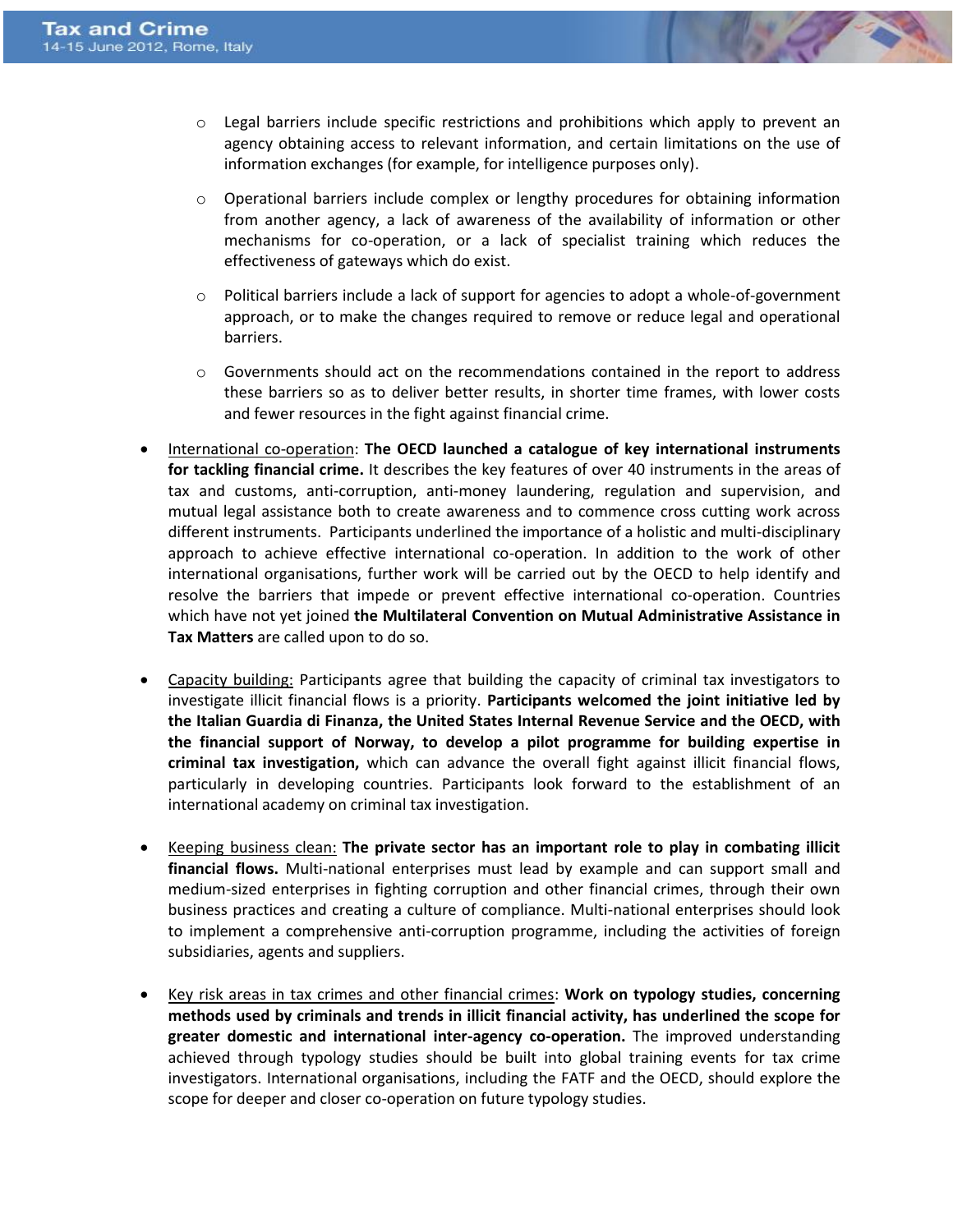- Legal barriers include specific restrictions and prohibitions which apply to prevent an agency obtaining access to relevant information, and certain limitations on the use of information exchanges (for example, for intelligence purposes only).

  - Operational barriers include complex or lengthy procedures for obtaining information from another agency, a lack of awareness of the availability of information or other mechanisms for co-operation, or a lack of specialist training which reduces the effectiveness of gateways which do exist.

  - Political barriers include a lack of support for agencies to adopt a whole-of-government approach, or to make the changes required to remove or reduce legal and operational barriers.

  - Governments should act on the recommendations contained in the report to address these barriers so as to deliver better results, in shorter time frames, with lower costs and fewer resources in the fight against financial crime.

- International co-operation: **The OECD launched a catalogue of key international instruments for tackling financial crime.** It describes the key features of over 40 instruments in the areas of tax and customs, anti-corruption, anti-money laundering, regulation and supervision, and mutual legal assistance both to create awareness and to commence cross cutting work across different instruments. Participants underlined the importance of a holistic and multi-disciplinary approach to achieve effective international co-operation. In addition to the work of other international organisations, further work will be carried out by the OECD to help identify and resolve the barriers that impede or prevent effective international co-operation. Countries which have not yet joined **the Multilateral Convention on Mutual Administrative Assistance in Tax Matters** are called upon to do so.

- Capacity building: Participants agree that building the capacity of criminal tax investigators to investigate illicit financial flows is a priority. **Participants welcomed the joint initiative led by the Italian Guardia di Finanza, the United States Internal Revenue Service and the OECD, with the financial support of Norway, to develop a pilot programme for building expertise in criminal tax investigation,** which can advance the overall fight against illicit financial flows, particularly in developing countries. Participants look forward to the establishment of an international academy on criminal tax investigation.

- Keeping business clean: **The private sector has an important role to play in combating illicit financial flows.** Multi-national enterprises must lead by example and can support small and medium-sized enterprises in fighting corruption and other financial crimes, through their own business practices and creating a culture of compliance. Multi-national enterprises should look to implement a comprehensive anti-corruption programme, including the activities of foreign subsidiaries, agents and suppliers.

- Key risk areas in tax crimes and other financial crimes: **Work on typology studies, concerning methods used by criminals and trends in illicit financial activity, has underlined the scope for greater domestic and international inter-agency co-operation.** The improved understanding achieved through typology studies should be built into global training events for tax crime investigators. International organisations, including the FATF and the OECD, should explore the scope for deeper and closer co-operation on future typology studies.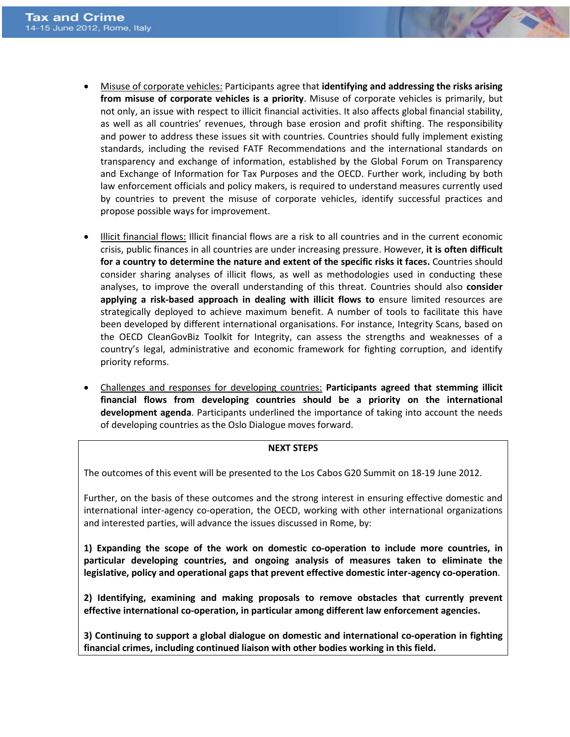- Misuse of corporate vehicles: Participants agree that **identifying and addressing the risks arising from misuse of corporate vehicles is a priority**. Misuse of corporate vehicles is primarily, but not only, an issue with respect to illicit financial activities. It also affects global financial stability, as well as all countries' revenues, through base erosion and profit shifting. The responsibility and power to address these issues sit with countries. Countries should fully implement existing standards, including the revised FATF Recommendations and the international standards on transparency and exchange of information, established by the Global Forum on Transparency and Exchange of Information for Tax Purposes and the OECD. Further work, including by both law enforcement officials and policy makers, is required to understand measures currently used by countries to prevent the misuse of corporate vehicles, identify successful practices and propose possible ways for improvement.

- Illicit financial flows: Illicit financial flows are a risk to all countries and in the current economic crisis, public finances in all countries are under increasing pressure. However, **it is often difficult for a country to determine the nature and extent of the specific risks it faces.** Countries should consider sharing analyses of illicit flows, as well as methodologies used in conducting these analyses, to improve the overall understanding of this threat. Countries should also **consider applying a risk-based approach in dealing with illicit flows to** ensure limited resources are strategically deployed to achieve maximum benefit. A number of tools to facilitate this have been developed by different international organisations. For instance, Integrity Scans, based on the OECD CleanGovBiz Toolkit for Integrity, can assess the strengths and weaknesses of a country's legal, administrative and economic framework for fighting corruption, and identify priority reforms.

- Challenges and responses for developing countries: **Participants agreed that stemming illicit financial flows from developing countries should be a priority on the international development agenda**. Participants underlined the importance of taking into account the needs of developing countries as the Oslo Dialogue moves forward.

**NEXT STEPS**

The outcomes of this event will be presented to the Los Cabos G20 Summit on 18-19 June 2012.

Further, on the basis of these outcomes and the strong interest in ensuring effective domestic and international inter-agency co-operation, the OECD, working with other international organizations and interested parties, will advance the issues discussed in Rome, by:

**1) Expanding the scope of the work on domestic co-operation to include more countries, in particular developing countries, and ongoing analysis of measures taken to eliminate the legislative, policy and operational gaps that prevent effective domestic inter-agency co-operation**.

**2) Identifying, examining and making proposals to remove obstacles that currently prevent effective international co-operation, in particular among different law enforcement agencies.**

**3) Continuing to support a global dialogue on domestic and international co-operation in fighting financial crimes, including continued liaison with other bodies working in this field.**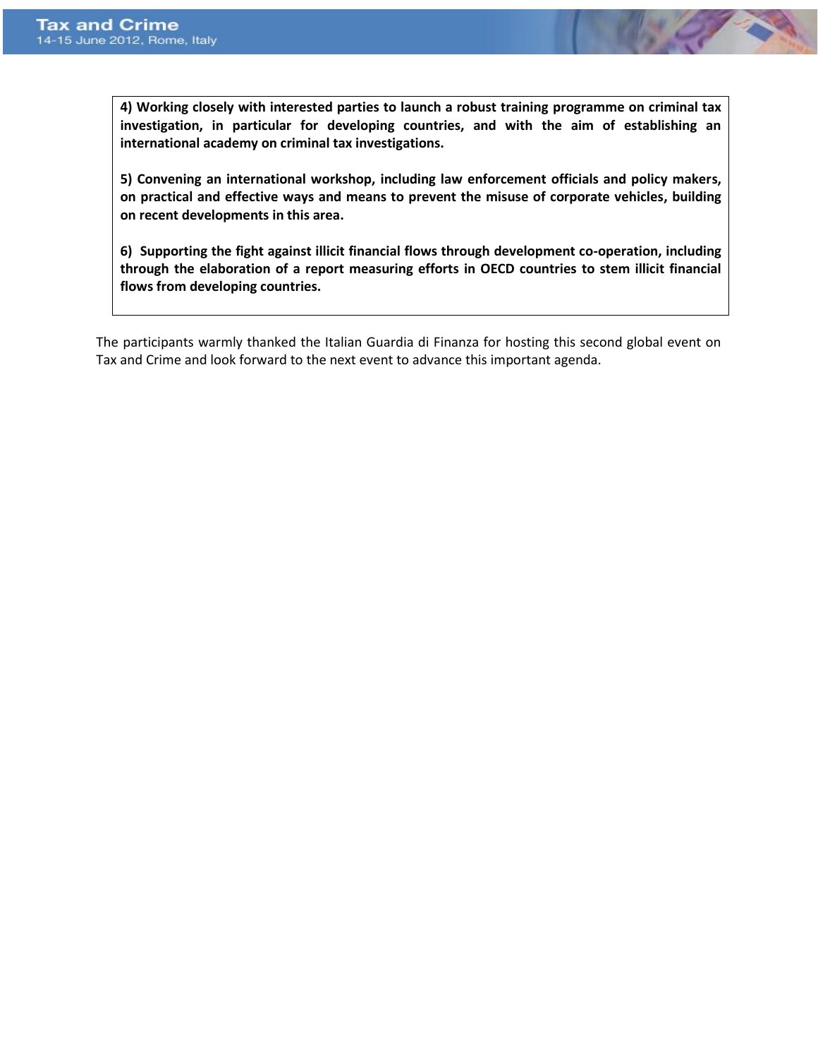**4) Working closely with interested parties to launch a robust training programme on criminal tax investigation, in particular for developing countries, and with the aim of establishing an international academy on criminal tax investigations.**

**5) Convening an international workshop, including law enforcement officials and policy makers, on practical and effective ways and means to prevent the misuse of corporate vehicles, building on recent developments in this area.**

**6) Supporting the fight against illicit financial flows through development co-operation, including through the elaboration of a report measuring efforts in OECD countries to stem illicit financial flows from developing countries.**

The participants warmly thanked the Italian Guardia di Finanza for hosting this second global event on Tax and Crime and look forward to the next event to advance this important agenda.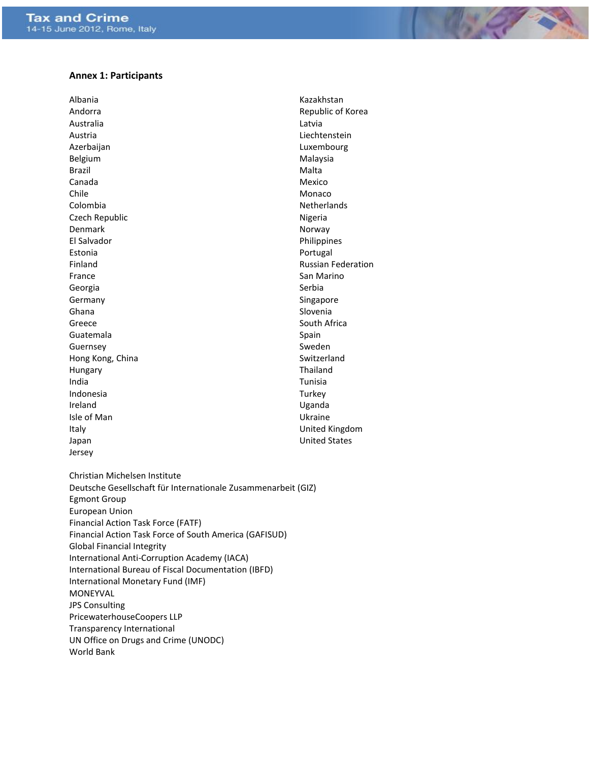**Annex 1: Participants**

Albania
Andorra
Australia
Austria
Azerbaijan
Belgium
Brazil
Canada
Chile
Colombia
Czech Republic
Denmark
El Salvador
Estonia
Finland
France
Georgia
Germany
Ghana
Greece
Guatemala
Guernsey
Hong Kong, China
Hungary
India
Indonesia
Ireland
Isle of Man
Italy
Japan
Jersey
Kazakhstan
Republic of Korea
Latvia
Liechtenstein
Luxembourg
Malaysia
Malta
Mexico
Monaco
Netherlands
Nigeria
Norway
Philippines
Portugal
Russian Federation
San Marino
Serbia
Singapore
Slovenia
South Africa
Spain
Sweden
Switzerland
Thailand
Tunisia
Turkey
Uganda
Ukraine
United Kingdom
United States

Christian Michelsen Institute
Deutsche Gesellschaft für Internationale Zusammenarbeit (GIZ)
Egmont Group
European Union
Financial Action Task Force (FATF)
Financial Action Task Force of South America (GAFISUD)
Global Financial Integrity
International Anti-Corruption Academy (IACA)
International Bureau of Fiscal Documentation (IBFD)
International Monetary Fund (IMF)
MONEYVAL
JPS Consulting
PricewaterhouseCoopers LLP
Transparency International
UN Office on Drugs and Crime (UNODC)
World Bank